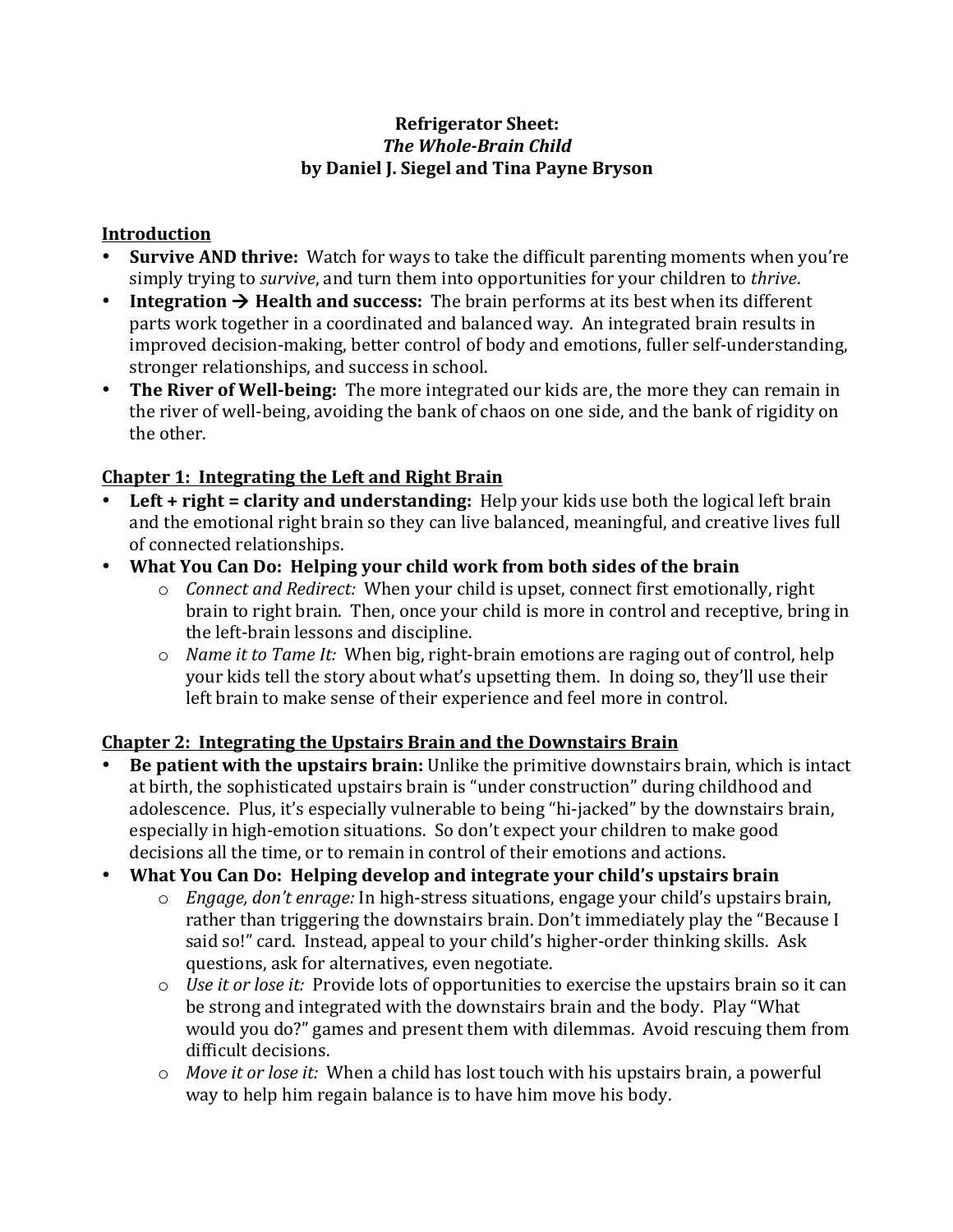# Refrigerator Sheet:
## *The Whole-Brain Child*
## by Daniel J. Siegel and Tina Payne Bryson

### Introduction

- **Survive AND thrive:** Watch for ways to take the difficult parenting moments when you're simply trying to *survive*, and turn them into opportunities for your children to *thrive*.
- **Integration → Health and success:** The brain performs at its best when its different parts work together in a coordinated and balanced way. An integrated brain results in improved decision-making, better control of body and emotions, fuller self-understanding, stronger relationships, and success in school.
- **The River of Well-being:** The more integrated our kids are, the more they can remain in the river of well-being, avoiding the bank of chaos on one side, and the bank of rigidity on the other.

### Chapter 1: Integrating the Left and Right Brain

- **Left + right = clarity and understanding:** Help your kids use both the logical left brain and the emotional right brain so they can live balanced, meaningful, and creative lives full of connected relationships.
- **What You Can Do: Helping your child work from both sides of the brain**
  - *Connect and Redirect:* When your child is upset, connect first emotionally, right brain to right brain. Then, once your child is more in control and receptive, bring in the left-brain lessons and discipline.
  - *Name it to Tame It:* When big, right-brain emotions are raging out of control, help your kids tell the story about what's upsetting them. In doing so, they'll use their left brain to make sense of their experience and feel more in control.

### Chapter 2: Integrating the Upstairs Brain and the Downstairs Brain

- **Be patient with the upstairs brain:** Unlike the primitive downstairs brain, which is intact at birth, the sophisticated upstairs brain is "under construction" during childhood and adolescence. Plus, it's especially vulnerable to being "hi-jacked" by the downstairs brain, especially in high-emotion situations. So don't expect your children to make good decisions all the time, or to remain in control of their emotions and actions.
- **What You Can Do: Helping develop and integrate your child's upstairs brain**
  - *Engage, don't enrage:* In high-stress situations, engage your child's upstairs brain, rather than triggering the downstairs brain. Don't immediately play the "Because I said so!" card. Instead, appeal to your child's higher-order thinking skills. Ask questions, ask for alternatives, even negotiate.
  - *Use it or lose it:* Provide lots of opportunities to exercise the upstairs brain so it can be strong and integrated with the downstairs brain and the body. Play "What would you do?" games and present them with dilemmas. Avoid rescuing them from difficult decisions.
  - *Move it or lose it:* When a child has lost touch with his upstairs brain, a powerful way to help him regain balance is to have him move his body.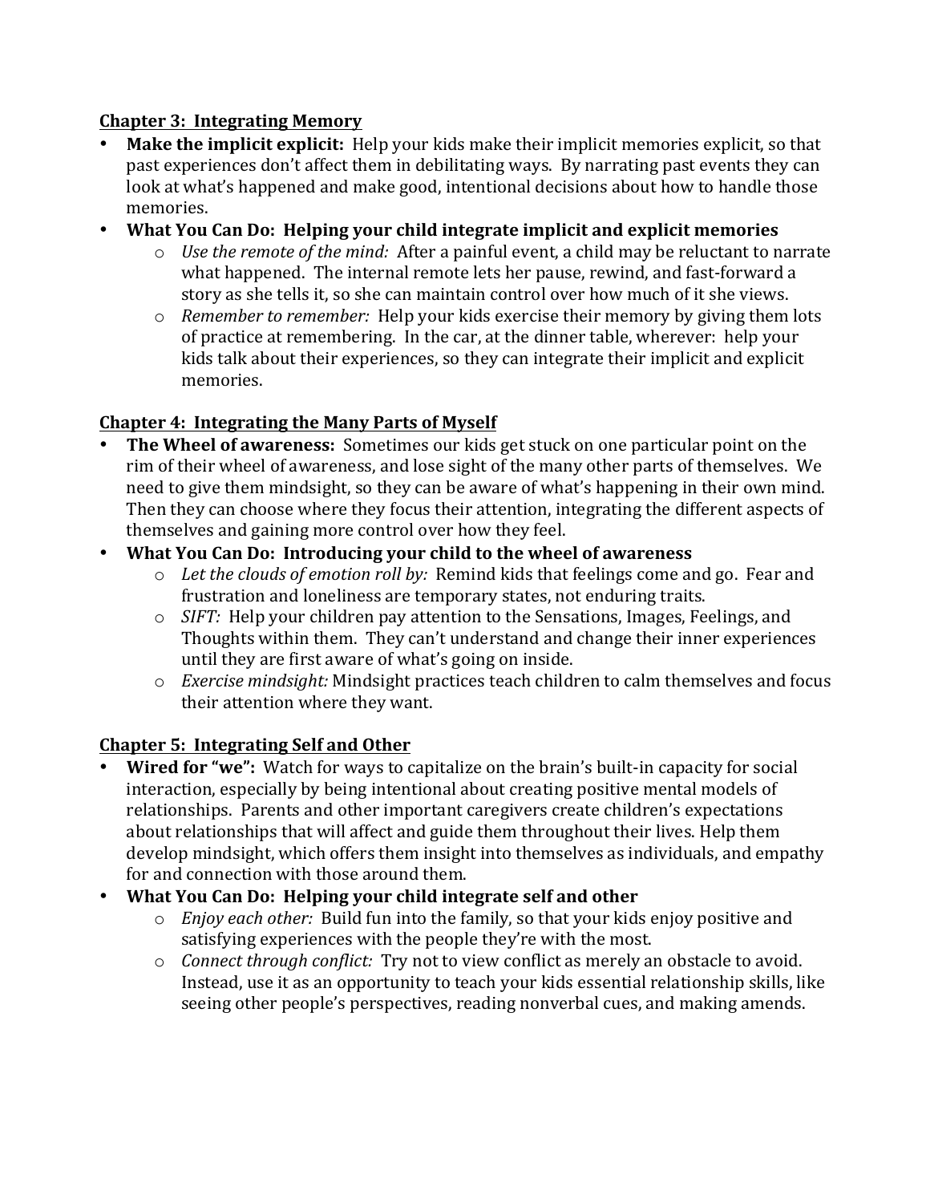## Chapter 3: Integrating Memory

- **Make the implicit explicit:** Help your kids make their implicit memories explicit, so that past experiences don't affect them in debilitating ways. By narrating past events they can look at what's happened and make good, intentional decisions about how to handle those memories.
- **What You Can Do: Helping your child integrate implicit and explicit memories**
  - *Use the remote of the mind:* After a painful event, a child may be reluctant to narrate what happened. The internal remote lets her pause, rewind, and fast-forward a story as she tells it, so she can maintain control over how much of it she views.
  - *Remember to remember:* Help your kids exercise their memory by giving them lots of practice at remembering. In the car, at the dinner table, wherever: help your kids talk about their experiences, so they can integrate their implicit and explicit memories.

## Chapter 4: Integrating the Many Parts of Myself

- **The Wheel of awareness:** Sometimes our kids get stuck on one particular point on the rim of their wheel of awareness, and lose sight of the many other parts of themselves. We need to give them mindsight, so they can be aware of what's happening in their own mind. Then they can choose where they focus their attention, integrating the different aspects of themselves and gaining more control over how they feel.
- **What You Can Do: Introducing your child to the wheel of awareness**
  - *Let the clouds of emotion roll by:* Remind kids that feelings come and go. Fear and frustration and loneliness are temporary states, not enduring traits.
  - *SIFT:* Help your children pay attention to the Sensations, Images, Feelings, and Thoughts within them. They can't understand and change their inner experiences until they are first aware of what's going on inside.
  - *Exercise mindsight:* Mindsight practices teach children to calm themselves and focus their attention where they want.

## Chapter 5: Integrating Self and Other

- **Wired for "we":** Watch for ways to capitalize on the brain's built-in capacity for social interaction, especially by being intentional about creating positive mental models of relationships. Parents and other important caregivers create children's expectations about relationships that will affect and guide them throughout their lives. Help them develop mindsight, which offers them insight into themselves as individuals, and empathy for and connection with those around them.
- **What You Can Do: Helping your child integrate self and other**
  - *Enjoy each other:* Build fun into the family, so that your kids enjoy positive and satisfying experiences with the people they're with the most.
  - *Connect through conflict:* Try not to view conflict as merely an obstacle to avoid. Instead, use it as an opportunity to teach your kids essential relationship skills, like seeing other people's perspectives, reading nonverbal cues, and making amends.